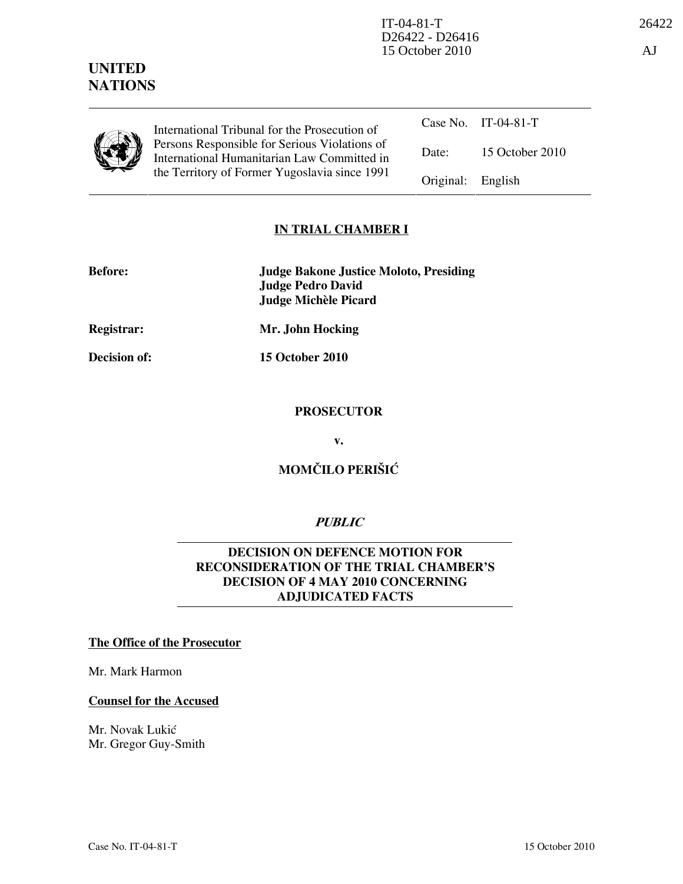IT-04-81-T
D26422 - D26416
15 October 2010

26422

AJ

**UNITED NATIONS**

International Tribunal for the Prosecution of Persons Responsible for Serious Violations of International Humanitarian Law Committed in the Territory of Former Yugoslavia since 1991

| | |
|---|---|
| Case No. | IT-04-81-T |
| Date: | 15 October 2010 |
| Original: | English |

**IN TRIAL CHAMBER I**

| | |
|---|---|
| **Before:** | **Judge Bakone Justice Moloto, Presiding** |
| | **Judge Pedro David** |
| | **Judge Michèle Picard** |
| **Registrar:** | **Mr. John Hocking** |
| **Decision of:** | **15 October 2010** |

**PROSECUTOR**

**v.**

**MOMČILO PERIŠIĆ**

***PUBLIC***

**DECISION ON DEFENCE MOTION FOR RECONSIDERATION OF THE TRIAL CHAMBER'S DECISION OF 4 MAY 2010 CONCERNING ADJUDICATED FACTS**

**The Office of the Prosecutor**

Mr. Mark Harmon

**Counsel for the Accused**

Mr. Novak Lukić
Mr. Gregor Guy-Smith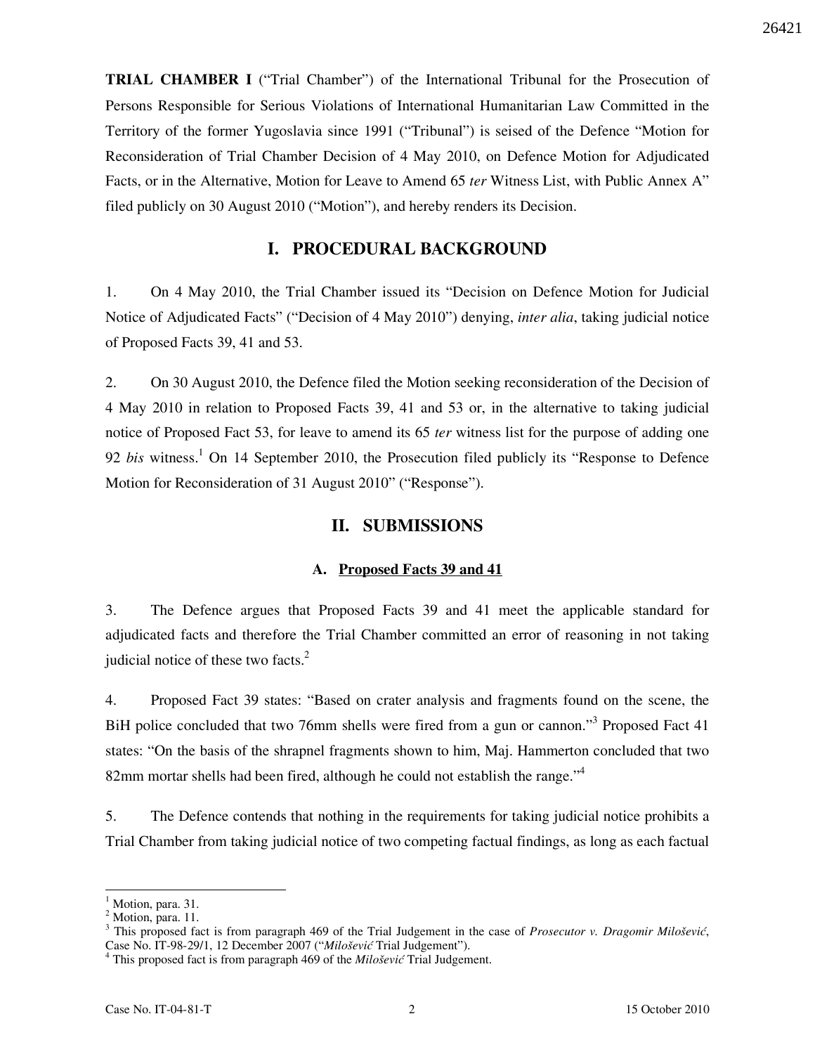**TRIAL CHAMBER I** ("Trial Chamber") of the International Tribunal for the Prosecution of Persons Responsible for Serious Violations of International Humanitarian Law Committed in the Territory of the former Yugoslavia since 1991 ("Tribunal") is seised of the Defence "Motion for Reconsideration of Trial Chamber Decision of 4 May 2010, on Defence Motion for Adjudicated Facts, or in the Alternative, Motion for Leave to Amend 65 *ter* Witness List, with Public Annex A" filed publicly on 30 August 2010 ("Motion"), and hereby renders its Decision.

## I. PROCEDURAL BACKGROUND

1. On 4 May 2010, the Trial Chamber issued its "Decision on Defence Motion for Judicial Notice of Adjudicated Facts" ("Decision of 4 May 2010") denying, *inter alia*, taking judicial notice of Proposed Facts 39, 41 and 53.

2. On 30 August 2010, the Defence filed the Motion seeking reconsideration of the Decision of 4 May 2010 in relation to Proposed Facts 39, 41 and 53 or, in the alternative to taking judicial notice of Proposed Fact 53, for leave to amend its 65 *ter* witness list for the purpose of adding one 92 *bis* witness.[1] On 14 September 2010, the Prosecution filed publicly its "Response to Defence Motion for Reconsideration of 31 August 2010" ("Response").

## II. SUBMISSIONS

### A. Proposed Facts 39 and 41

3. The Defence argues that Proposed Facts 39 and 41 meet the applicable standard for adjudicated facts and therefore the Trial Chamber committed an error of reasoning in not taking judicial notice of these two facts.[2]

4. Proposed Fact 39 states: "Based on crater analysis and fragments found on the scene, the BiH police concluded that two 76mm shells were fired from a gun or cannon."[3] Proposed Fact 41 states: "On the basis of the shrapnel fragments shown to him, Maj. Hammerton concluded that two 82mm mortar shells had been fired, although he could not establish the range."[4]

5. The Defence contends that nothing in the requirements for taking judicial notice prohibits a Trial Chamber from taking judicial notice of two competing factual findings, as long as each factual

---

[1] Motion, para. 31.

[2] Motion, para. 11.

[3] This proposed fact is from paragraph 469 of the Trial Judgement in the case of *Prosecutor v. Dragomir Milošević*, Case No. IT-98-29/1, 12 December 2007 ("*Milošević* Trial Judgement").

[4] This proposed fact is from paragraph 469 of the *Milošević* Trial Judgement.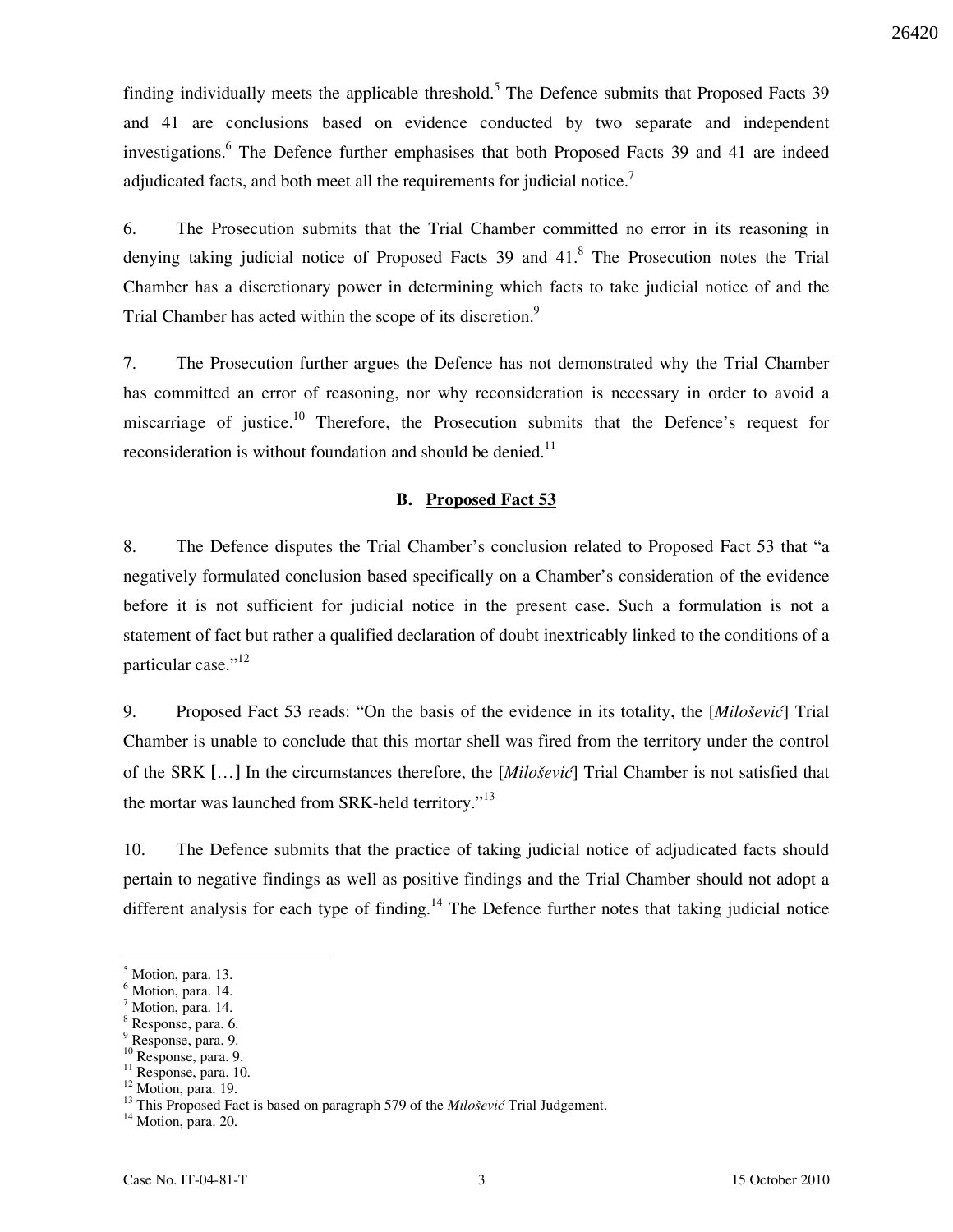finding individually meets the applicable threshold.[5] The Defence submits that Proposed Facts 39 and 41 are conclusions based on evidence conducted by two separate and independent investigations.[6] The Defence further emphasises that both Proposed Facts 39 and 41 are indeed adjudicated facts, and both meet all the requirements for judicial notice.[7]

6. The Prosecution submits that the Trial Chamber committed no error in its reasoning in denying taking judicial notice of Proposed Facts 39 and 41.[8] The Prosecution notes the Trial Chamber has a discretionary power in determining which facts to take judicial notice of and the Trial Chamber has acted within the scope of its discretion.[9]

7. The Prosecution further argues the Defence has not demonstrated why the Trial Chamber has committed an error of reasoning, nor why reconsideration is necessary in order to avoid a miscarriage of justice.[10] Therefore, the Prosecution submits that the Defence's request for reconsideration is without foundation and should be denied.[11]

### B. Proposed Fact 53

8. The Defence disputes the Trial Chamber's conclusion related to Proposed Fact 53 that "a negatively formulated conclusion based specifically on a Chamber's consideration of the evidence before it is not sufficient for judicial notice in the present case. Such a formulation is not a statement of fact but rather a qualified declaration of doubt inextricably linked to the conditions of a particular case."[12]

9. Proposed Fact 53 reads: "On the basis of the evidence in its totality, the [*Milošević*] Trial Chamber is unable to conclude that this mortar shell was fired from the territory under the control of the SRK [...] In the circumstances therefore, the [*Milošević*] Trial Chamber is not satisfied that the mortar was launched from SRK-held territory."[13]

10. The Defence submits that the practice of taking judicial notice of adjudicated facts should pertain to negative findings as well as positive findings and the Trial Chamber should not adopt a different analysis for each type of finding.[14] The Defence further notes that taking judicial notice

---

[5] Motion, para. 13.
[6] Motion, para. 14.
[7] Motion, para. 14.
[8] Response, para. 6.
[9] Response, para. 9.
[10] Response, para. 9.
[11] Response, para. 10.
[12] Motion, para. 19.
[13] This Proposed Fact is based on paragraph 579 of the *Milošević* Trial Judgement.
[14] Motion, para. 20.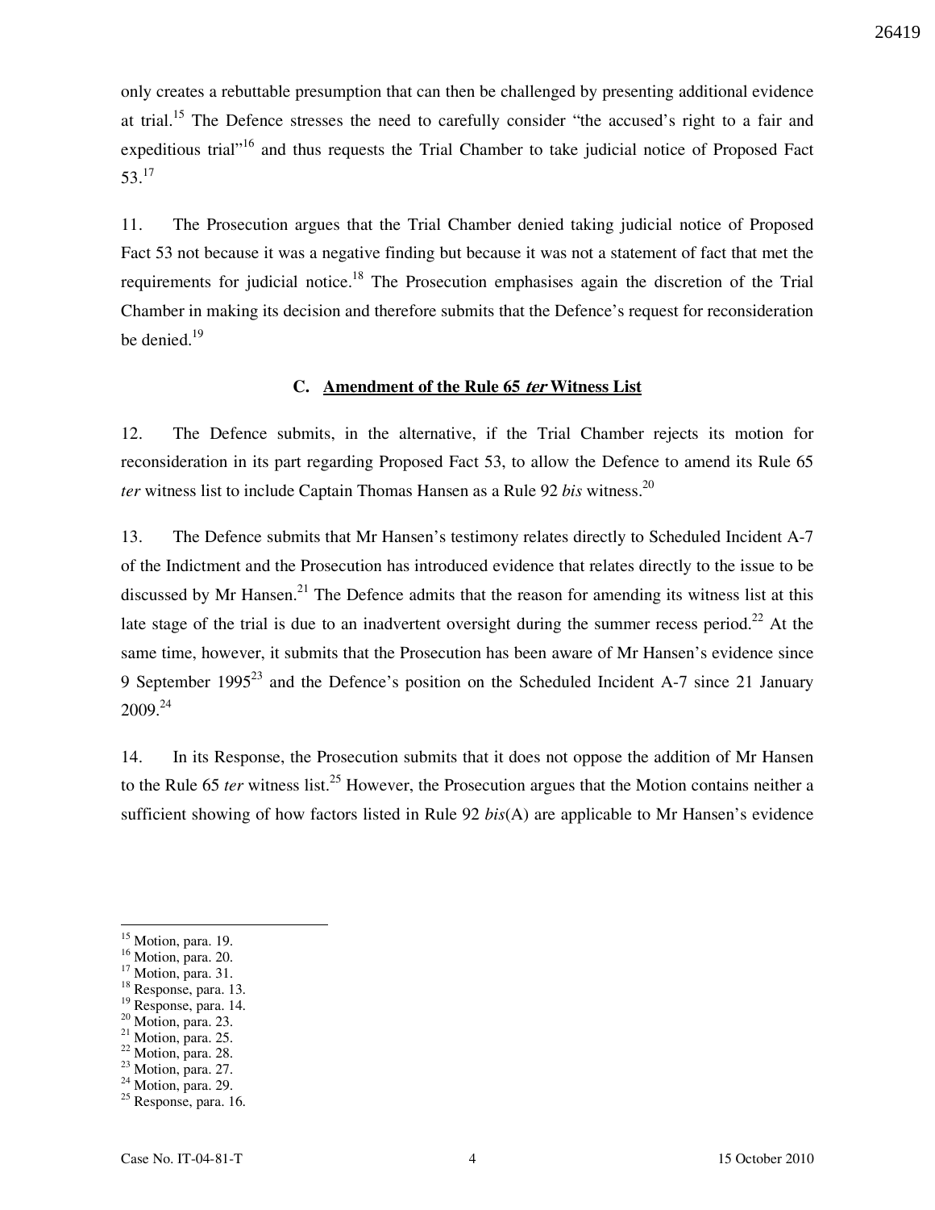only creates a rebuttable presumption that can then be challenged by presenting additional evidence at trial.[15] The Defence stresses the need to carefully consider "the accused's right to a fair and expeditious trial"[16] and thus requests the Trial Chamber to take judicial notice of Proposed Fact 53.[17]

11. The Prosecution argues that the Trial Chamber denied taking judicial notice of Proposed Fact 53 not because it was a negative finding but because it was not a statement of fact that met the requirements for judicial notice.[18] The Prosecution emphasises again the discretion of the Trial Chamber in making its decision and therefore submits that the Defence's request for reconsideration be denied.[19]

### C. Amendment of the Rule 65 *ter* Witness List

12. The Defence submits, in the alternative, if the Trial Chamber rejects its motion for reconsideration in its part regarding Proposed Fact 53, to allow the Defence to amend its Rule 65 *ter* witness list to include Captain Thomas Hansen as a Rule 92 *bis* witness.[20]

13. The Defence submits that Mr Hansen's testimony relates directly to Scheduled Incident A-7 of the Indictment and the Prosecution has introduced evidence that relates directly to the issue to be discussed by Mr Hansen.[21] The Defence admits that the reason for amending its witness list at this late stage of the trial is due to an inadvertent oversight during the summer recess period.[22] At the same time, however, it submits that the Prosecution has been aware of Mr Hansen's evidence since 9 September 1995[23] and the Defence's position on the Scheduled Incident A-7 since 21 January 2009.[24]

14. In its Response, the Prosecution submits that it does not oppose the addition of Mr Hansen to the Rule 65 *ter* witness list.[25] However, the Prosecution argues that the Motion contains neither a sufficient showing of how factors listed in Rule 92 *bis*(A) are applicable to Mr Hansen's evidence

---

[15] Motion, para. 19.
[16] Motion, para. 20.
[17] Motion, para. 31.
[18] Response, para. 13.
[19] Response, para. 14.
[20] Motion, para. 23.
[21] Motion, para. 25.
[22] Motion, para. 28.
[23] Motion, para. 27.
[24] Motion, para. 29.
[25] Response, para. 16.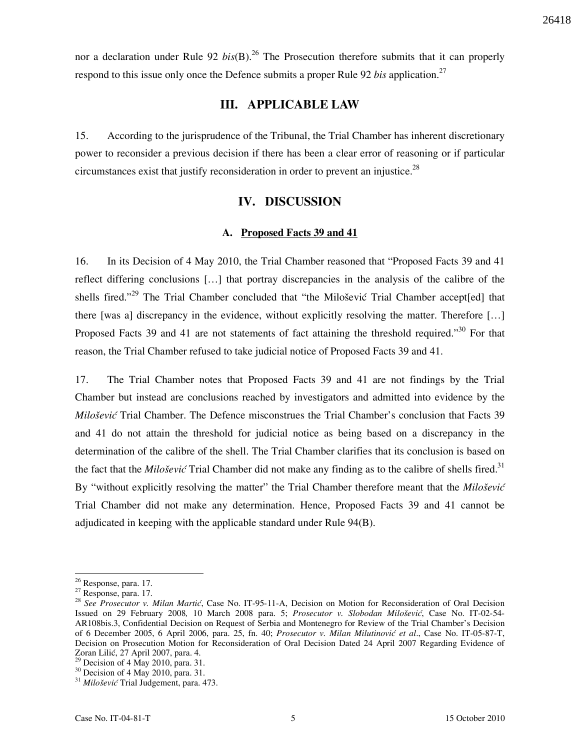nor a declaration under Rule 92 *bis*(B).[26] The Prosecution therefore submits that it can properly respond to this issue only once the Defence submits a proper Rule 92 *bis* application.[27]

## III. APPLICABLE LAW

15. According to the jurisprudence of the Tribunal, the Trial Chamber has inherent discretionary power to reconsider a previous decision if there has been a clear error of reasoning or if particular circumstances exist that justify reconsideration in order to prevent an injustice.[28]

## IV. DISCUSSION

### A. Proposed Facts 39 and 41

16. In its Decision of 4 May 2010, the Trial Chamber reasoned that "Proposed Facts 39 and 41 reflect differing conclusions […] that portray discrepancies in the analysis of the calibre of the shells fired."[29] The Trial Chamber concluded that "the Milošević Trial Chamber accept[ed] that there [was a] discrepancy in the evidence, without explicitly resolving the matter. Therefore […] Proposed Facts 39 and 41 are not statements of fact attaining the threshold required."[30] For that reason, the Trial Chamber refused to take judicial notice of Proposed Facts 39 and 41.

17. The Trial Chamber notes that Proposed Facts 39 and 41 are not findings by the Trial Chamber but instead are conclusions reached by investigators and admitted into evidence by the *Milošević* Trial Chamber. The Defence misconstrues the Trial Chamber's conclusion that Facts 39 and 41 do not attain the threshold for judicial notice as being based on a discrepancy in the determination of the calibre of the shell. The Trial Chamber clarifies that its conclusion is based on the fact that the *Milošević* Trial Chamber did not make any finding as to the calibre of shells fired.[31] By "without explicitly resolving the matter" the Trial Chamber therefore meant that the *Milošević* Trial Chamber did not make any determination. Hence, Proposed Facts 39 and 41 cannot be adjudicated in keeping with the applicable standard under Rule 94(B).

---

[26] Response, para. 17.

[27] Response, para. 17.

[28] *See Prosecutor v. Milan Martić*, Case No. IT-95-11-A, Decision on Motion for Reconsideration of Oral Decision Issued on 29 February 2008*,* 10 March 2008 para. 5; *Prosecutor v. Slobodan Milošević*, Case No. IT-02-54-AR108bis.3, Confidential Decision on Request of Serbia and Montenegro for Review of the Trial Chamber's Decision of 6 December 2005, 6 April 2006, para. 25, fn. 40; *Prosecutor v. Milan Milutinović et al*., Case No. IT-05-87-T, Decision on Prosecution Motion for Reconsideration of Oral Decision Dated 24 April 2007 Regarding Evidence of Zoran Lilić, 27 April 2007, para. 4.

[29] Decision of 4 May 2010, para. 31.

[30] Decision of 4 May 2010, para. 31.

[31] *Milošević* Trial Judgement, para. 473.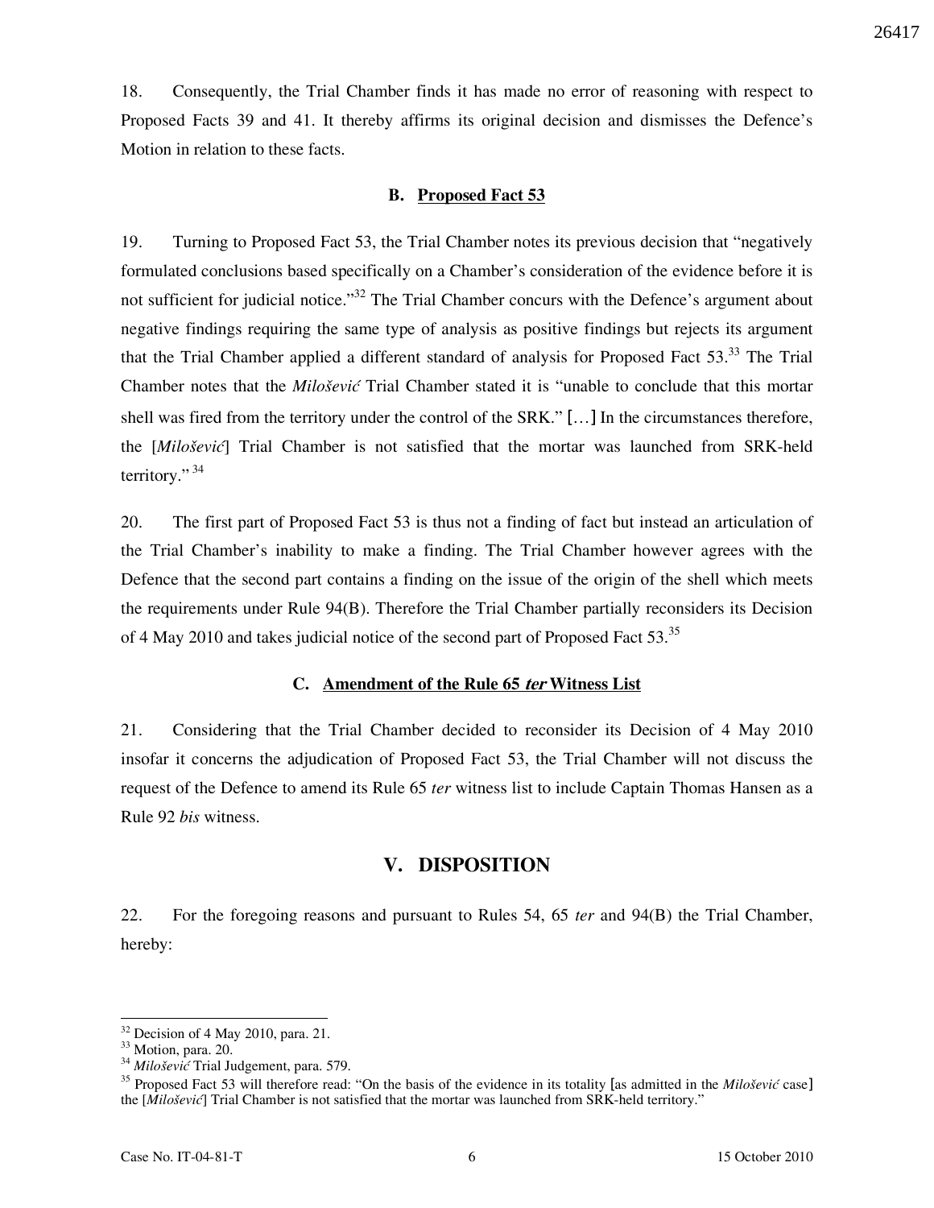18. Consequently, the Trial Chamber finds it has made no error of reasoning with respect to Proposed Facts 39 and 41. It thereby affirms its original decision and dismisses the Defence's Motion in relation to these facts.

### B. Proposed Fact 53

19. Turning to Proposed Fact 53, the Trial Chamber notes its previous decision that "negatively formulated conclusions based specifically on a Chamber's consideration of the evidence before it is not sufficient for judicial notice."[32] The Trial Chamber concurs with the Defence's argument about negative findings requiring the same type of analysis as positive findings but rejects its argument that the Trial Chamber applied a different standard of analysis for Proposed Fact 53.[33] The Trial Chamber notes that the *Milošević* Trial Chamber stated it is "unable to conclude that this mortar shell was fired from the territory under the control of the SRK." [...] In the circumstances therefore, the [*Milošević*] Trial Chamber is not satisfied that the mortar was launched from SRK-held territory."[34]

20. The first part of Proposed Fact 53 is thus not a finding of fact but instead an articulation of the Trial Chamber's inability to make a finding. The Trial Chamber however agrees with the Defence that the second part contains a finding on the issue of the origin of the shell which meets the requirements under Rule 94(B). Therefore the Trial Chamber partially reconsiders its Decision of 4 May 2010 and takes judicial notice of the second part of Proposed Fact 53.[35]

### C. Amendment of the Rule 65 *ter* Witness List

21. Considering that the Trial Chamber decided to reconsider its Decision of 4 May 2010 insofar it concerns the adjudication of Proposed Fact 53, the Trial Chamber will not discuss the request of the Defence to amend its Rule 65 *ter* witness list to include Captain Thomas Hansen as a Rule 92 *bis* witness.

## V. DISPOSITION

22. For the foregoing reasons and pursuant to Rules 54, 65 *ter* and 94(B) the Trial Chamber, hereby:

---

[32] Decision of 4 May 2010, para. 21.
[33] Motion, para. 20.
[34] *Milošević* Trial Judgement, para. 579.
[35] Proposed Fact 53 will therefore read: "On the basis of the evidence in its totality [as admitted in the *Milošević* case] the [*Milošević*] Trial Chamber is not satisfied that the mortar was launched from SRK-held territory."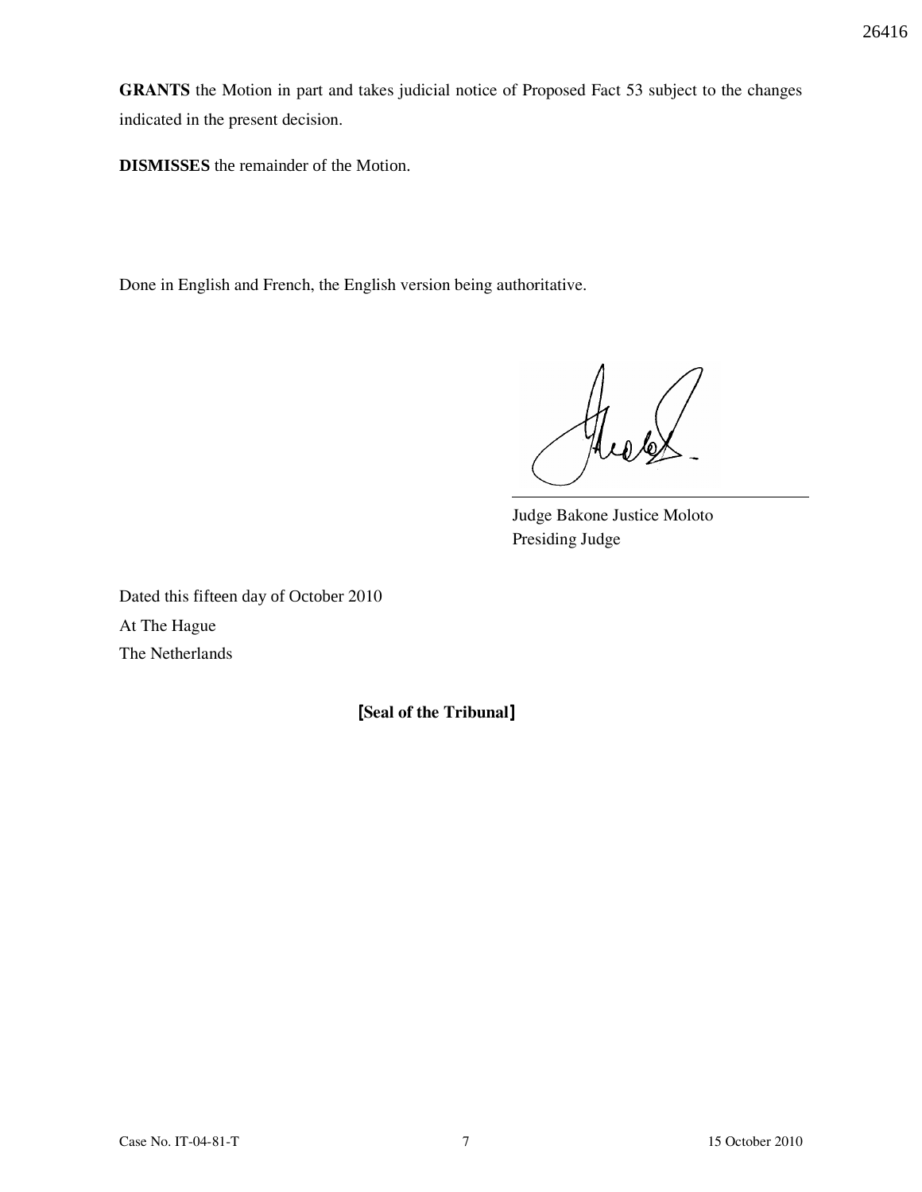**GRANTS** the Motion in part and takes judicial notice of Proposed Fact 53 subject to the changes indicated in the present decision.

**DISMISSES** the remainder of the Motion.

Done in English and French, the English version being authoritative.

Judge Bakone Justice Moloto
Presiding Judge

Dated this fifteen day of October 2010
At The Hague
The Netherlands

**[Seal of the Tribunal]**